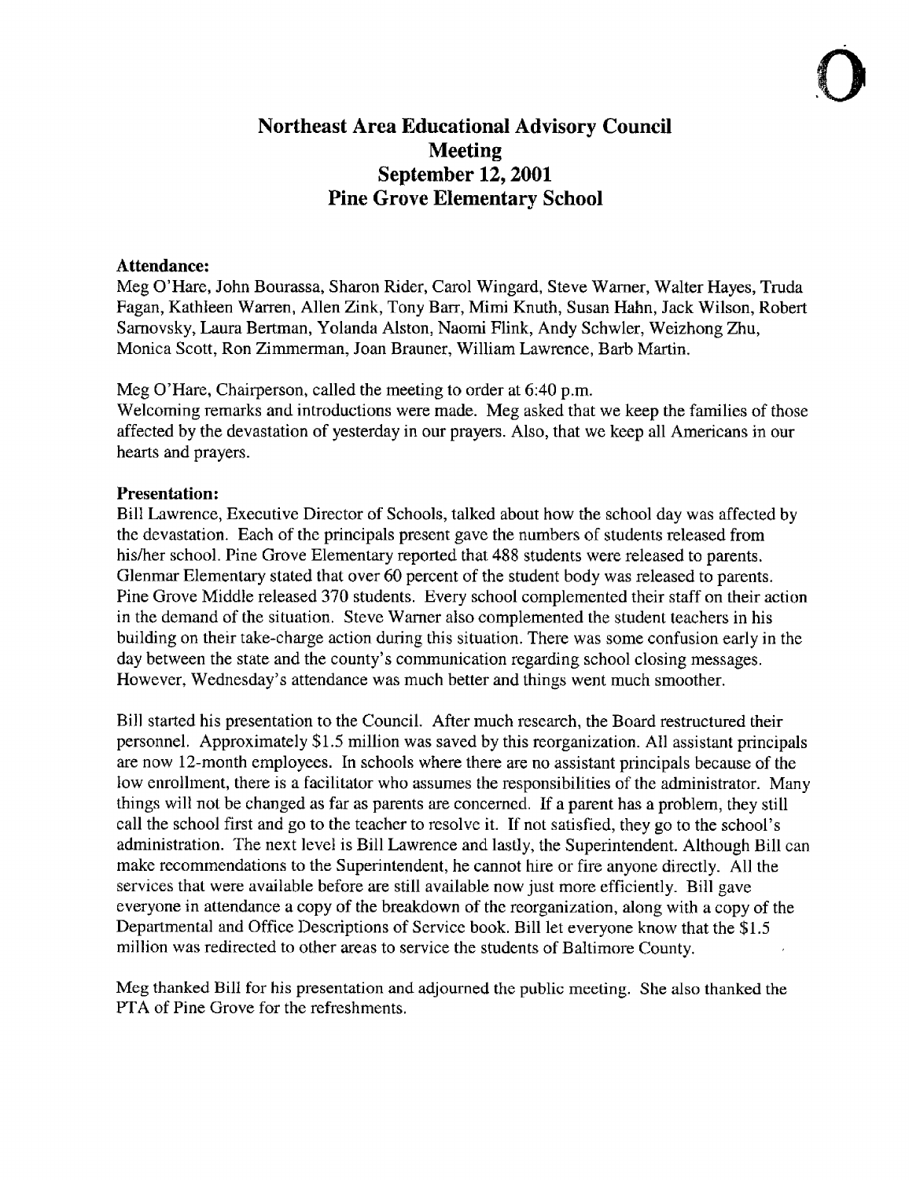# Northeast Area Educational Advisory Council
## Meeting
## September 12, 2001
## Pine Grove Elementary School

**Attendance:**
Meg O'Hare, John Bourassa, Sharon Rider, Carol Wingard, Steve Warner, Walter Hayes, Truda Fagan, Kathleen Warren, Allen Zink, Tony Barr, Mimi Knuth, Susan Hahn, Jack Wilson, Robert Sarnovsky, Laura Bertman, Yolanda Alston, Naomi Flink, Andy Schwler, Weizhong Zhu, Monica Scott, Ron Zimmerman, Joan Brauner, William Lawrence, Barb Martin.

Meg O'Hare, Chairperson, called the meeting to order at 6:40 p.m.
Welcoming remarks and introductions were made. Meg asked that we keep the families of those affected by the devastation of yesterday in our prayers. Also, that we keep all Americans in our hearts and prayers.

**Presentation:**
Bill Lawrence, Executive Director of Schools, talked about how the school day was affected by the devastation. Each of the principals present gave the numbers of students released from his/her school. Pine Grove Elementary reported that 488 students were released to parents. Glenmar Elementary stated that over 60 percent of the student body was released to parents. Pine Grove Middle released 370 students. Every school complemented their staff on their action in the demand of the situation. Steve Warner also complemented the student teachers in his building on their take-charge action during this situation. There was some confusion early in the day between the state and the county's communication regarding school closing messages. However, Wednesday's attendance was much better and things went much smoother.

Bill started his presentation to the Council. After much research, the Board restructured their personnel. Approximately $1.5 million was saved by this reorganization. All assistant principals are now 12-month employees. In schools where there are no assistant principals because of the low enrollment, there is a facilitator who assumes the responsibilities of the administrator. Many things will not be changed as far as parents are concerned. If a parent has a problem, they still call the school first and go to the teacher to resolve it. If not satisfied, they go to the school's administration. The next level is Bill Lawrence and lastly, the Superintendent. Although Bill can make recommendations to the Superintendent, he cannot hire or fire anyone directly. All the services that were available before are still available now just more efficiently. Bill gave everyone in attendance a copy of the breakdown of the reorganization, along with a copy of the Departmental and Office Descriptions of Service book. Bill let everyone know that the $1.5 million was redirected to other areas to service the students of Baltimore County.

Meg thanked Bill for his presentation and adjourned the public meeting. She also thanked the PTA of Pine Grove for the refreshments.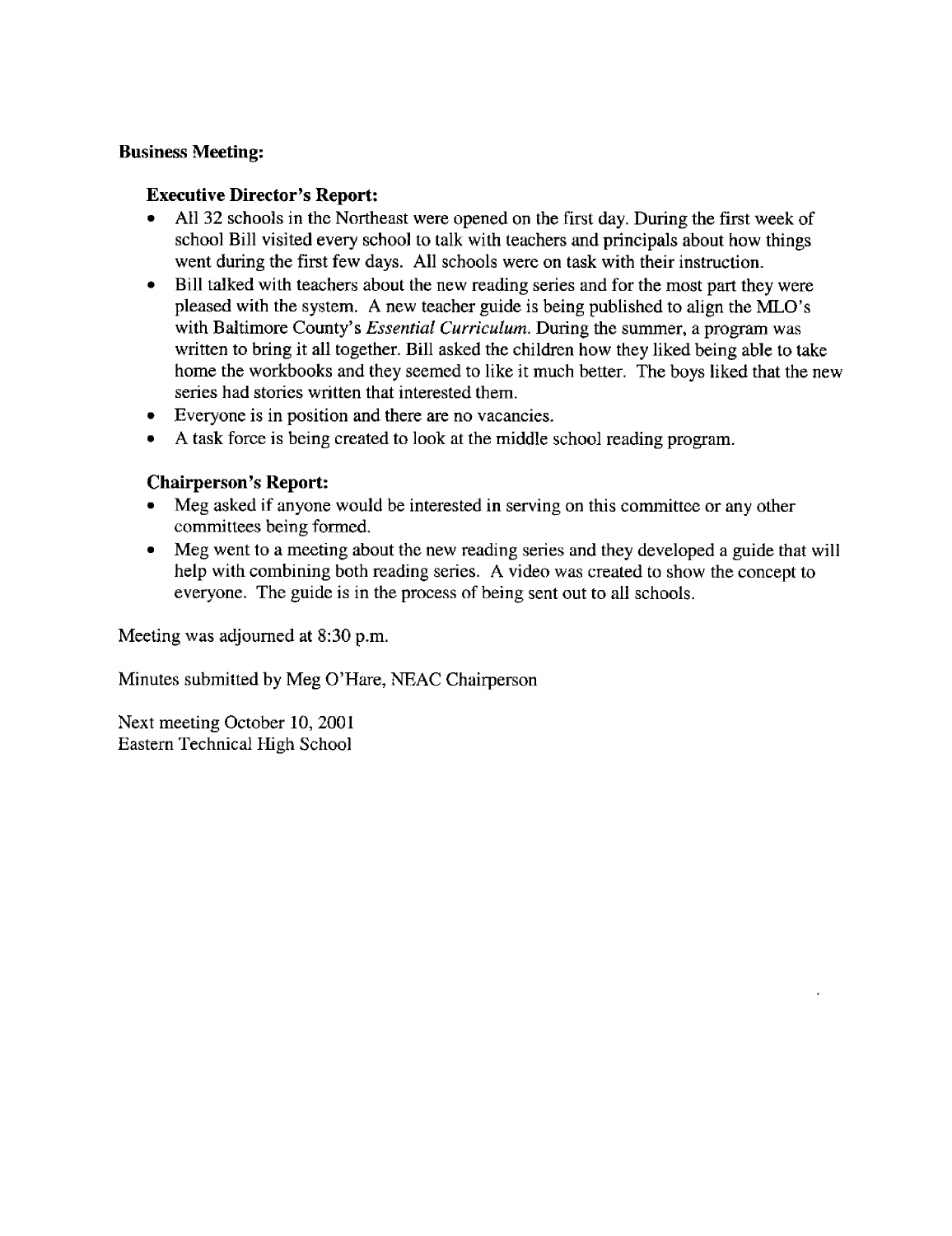**Business Meeting:**

**Executive Director's Report:**

- All 32 schools in the Northeast were opened on the first day. During the first week of school Bill visited every school to talk with teachers and principals about how things went during the first few days. All schools were on task with their instruction.
- Bill talked with teachers about the new reading series and for the most part they were pleased with the system. A new teacher guide is being published to align the MLO's with Baltimore County's *Essential Curriculum*. During the summer, a program was written to bring it all together. Bill asked the children how they liked being able to take home the workbooks and they seemed to like it much better. The boys liked that the new series had stories written that interested them.
- Everyone is in position and there are no vacancies.
- A task force is being created to look at the middle school reading program.

**Chairperson's Report:**

- Meg asked if anyone would be interested in serving on this committee or any other committees being formed.
- Meg went to a meeting about the new reading series and they developed a guide that will help with combining both reading series. A video was created to show the concept to everyone. The guide is in the process of being sent out to all schools.

Meeting was adjourned at 8:30 p.m.

Minutes submitted by Meg O'Hare, NEAC Chairperson

Next meeting October 10, 2001
Eastern Technical High School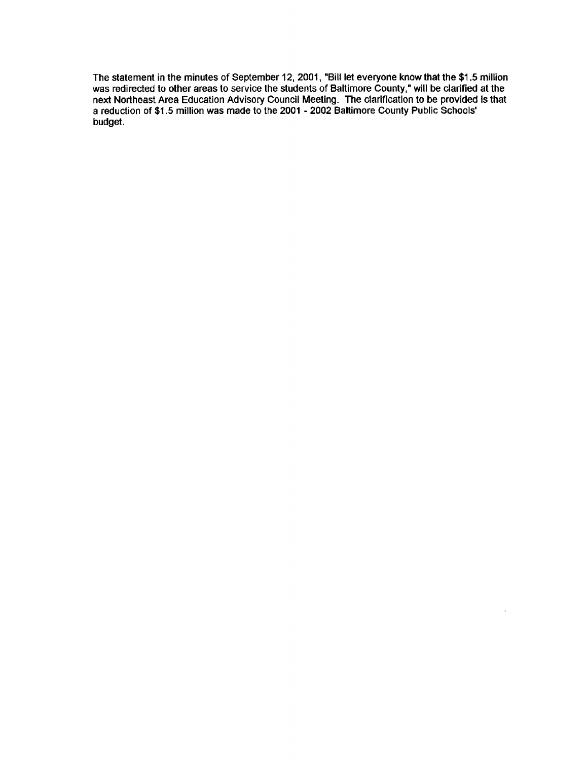The statement in the minutes of September 12, 2001, "Bill let everyone know that the $1.5 million was redirected to other areas to service the students of Baltimore County," will be clarified at the next Northeast Area Education Advisory Council Meeting. The clarification to be provided is that a reduction of $1.5 million was made to the 2001 - 2002 Baltimore County Public Schools' budget.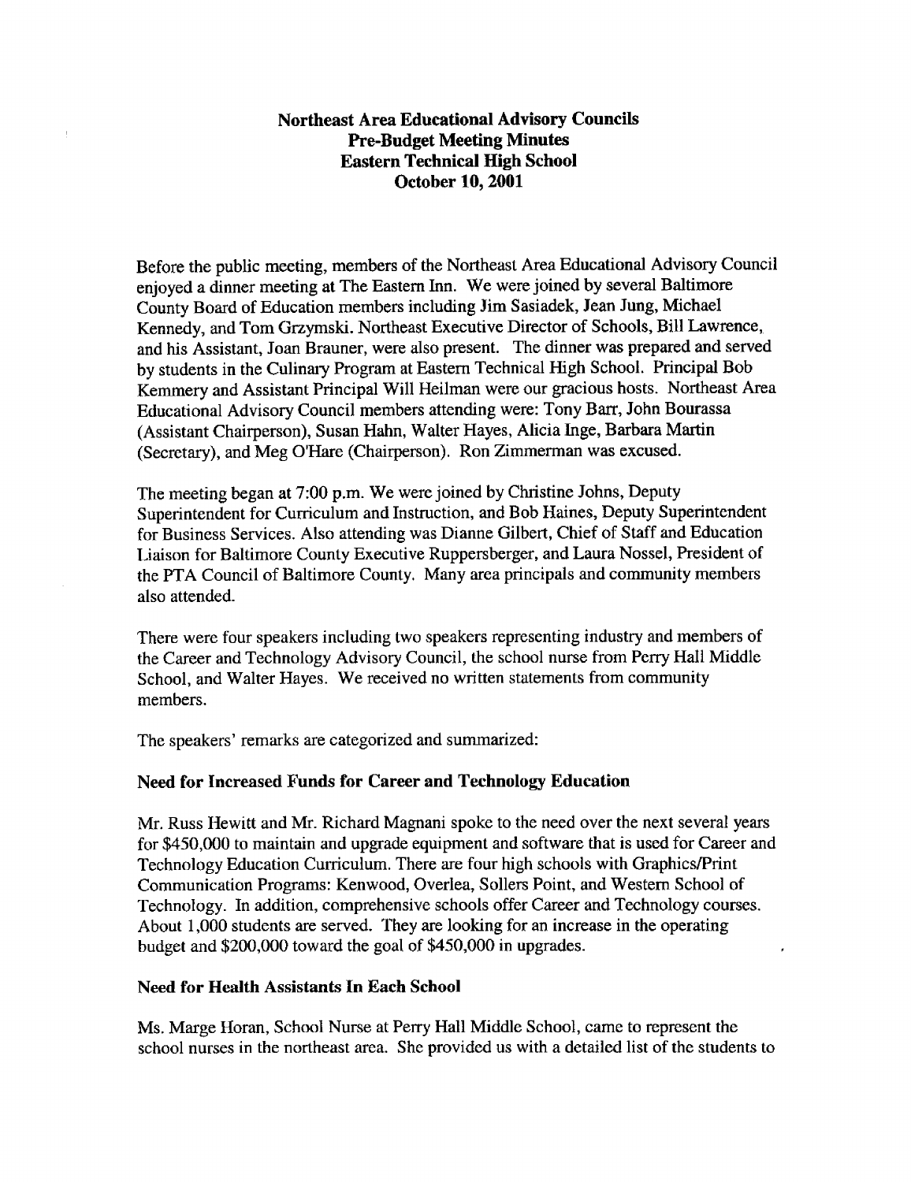# Northeast Area Educational Advisory Councils
# Pre-Budget Meeting Minutes
# Eastern Technical High School
# October 10, 2001

Before the public meeting, members of the Northeast Area Educational Advisory Council enjoyed a dinner meeting at The Eastern Inn. We were joined by several Baltimore County Board of Education members including Jim Sasiadek, Jean Jung, Michael Kennedy, and Tom Grzymski. Northeast Executive Director of Schools, Bill Lawrence, and his Assistant, Joan Brauner, were also present. The dinner was prepared and served by students in the Culinary Program at Eastern Technical High School. Principal Bob Kemmery and Assistant Principal Will Heilman were our gracious hosts. Northeast Area Educational Advisory Council members attending were: Tony Barr, John Bourassa (Assistant Chairperson), Susan Hahn, Walter Hayes, Alicia Inge, Barbara Martin (Secretary), and Meg O'Hare (Chairperson). Ron Zimmerman was excused.

The meeting began at 7:00 p.m. We were joined by Christine Johns, Deputy Superintendent for Curriculum and Instruction, and Bob Haines, Deputy Superintendent for Business Services. Also attending was Dianne Gilbert, Chief of Staff and Education Liaison for Baltimore County Executive Ruppersberger, and Laura Nossel, President of the PTA Council of Baltimore County. Many area principals and community members also attended.

There were four speakers including two speakers representing industry and members of the Career and Technology Advisory Council, the school nurse from Perry Hall Middle School, and Walter Hayes. We received no written statements from community members.

The speakers' remarks are categorized and summarized:

### Need for Increased Funds for Career and Technology Education

Mr. Russ Hewitt and Mr. Richard Magnani spoke to the need over the next several years for $450,000 to maintain and upgrade equipment and software that is used for Career and Technology Education Curriculum. There are four high schools with Graphics/Print Communication Programs: Kenwood, Overlea, Sollers Point, and Western School of Technology. In addition, comprehensive schools offer Career and Technology courses. About 1,000 students are served. They are looking for an increase in the operating budget and $200,000 toward the goal of $450,000 in upgrades.

### Need for Health Assistants In Each School

Ms. Marge Horan, School Nurse at Perry Hall Middle School, came to represent the school nurses in the northeast area. She provided us with a detailed list of the students to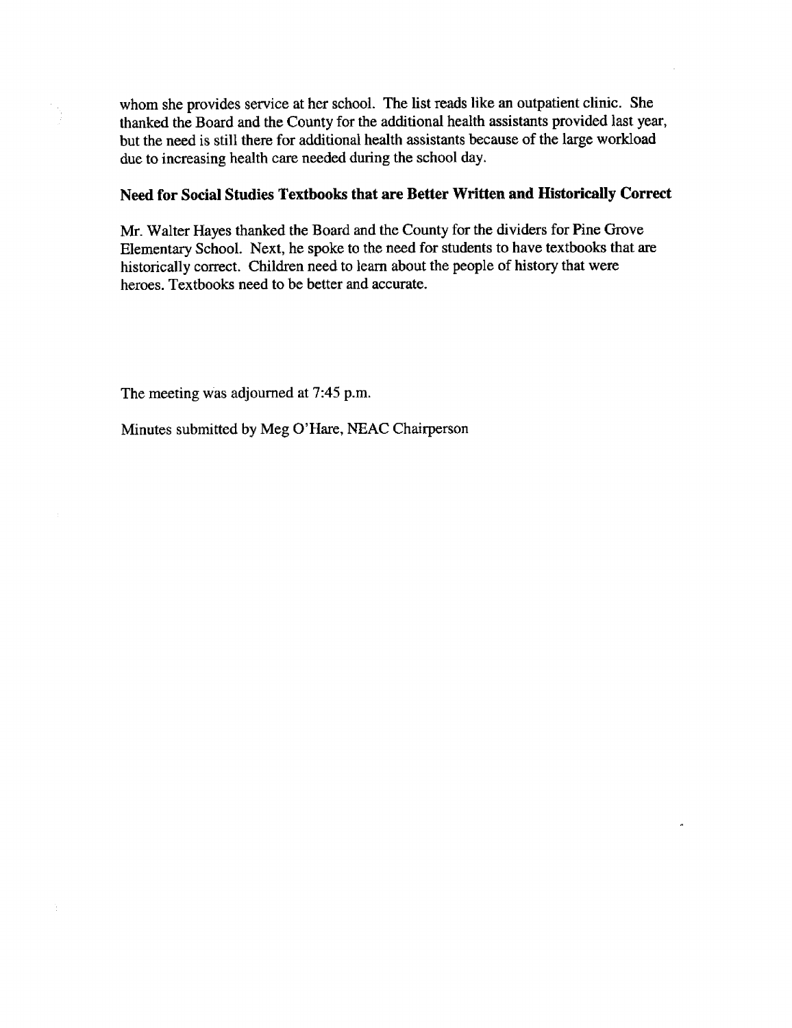whom she provides service at her school. The list reads like an outpatient clinic. She thanked the Board and the County for the additional health assistants provided last year, but the need is still there for additional health assistants because of the large workload due to increasing health care needed during the school day.

### Need for Social Studies Textbooks that are Better Written and Historically Correct

Mr. Walter Hayes thanked the Board and the County for the dividers for Pine Grove Elementary School. Next, he spoke to the need for students to have textbooks that are historically correct. Children need to learn about the people of history that were heroes. Textbooks need to be better and accurate.

The meeting was adjourned at 7:45 p.m.

Minutes submitted by Meg O'Hare, NEAC Chairperson